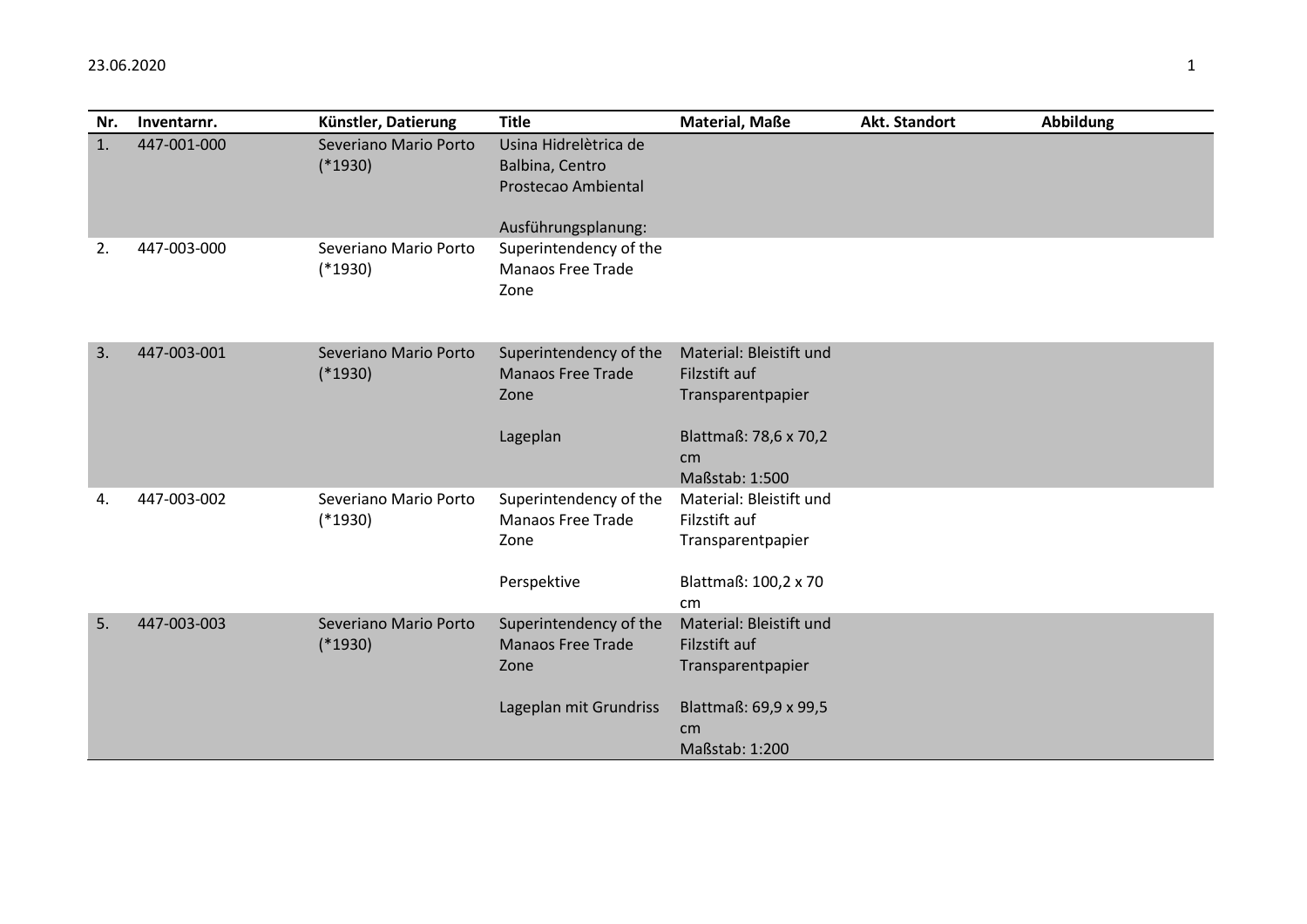| Nr. | Inventarnr. | Künstler, Datierung | Title | Material, Maße | Akt. Standort | Abbildung |
|---|---|---|---|---|---|---|
| 1. | 447-001-000 | Severiano Mario Porto (*1930) | Usina Hidrelètrica de Balbina, Centro Prostecao Ambiental<br><br>Ausführungsplanung: | | | |
| 2. | 447-003-000 | Severiano Mario Porto (*1930) | Superintendency of the Manaos Free Trade Zone | | | |
| 3. | 447-003-001 | Severiano Mario Porto (*1930) | Superintendency of the Manaos Free Trade Zone<br><br>Lageplan | Material: Bleistift und Filzstift auf Transparentpapier<br><br>Blattmaß: 78,6 x 70,2 cm<br>Maßstab: 1:500 | | |
| 4. | 447-003-002 | Severiano Mario Porto (*1930) | Superintendency of the Manaos Free Trade Zone<br><br>Perspektive | Material: Bleistift und Filzstift auf Transparentpapier<br><br>Blattmaß: 100,2 x 70 cm | | |
| 5. | 447-003-003 | Severiano Mario Porto (*1930) | Superintendency of the Manaos Free Trade Zone<br><br>Lageplan mit Grundriss | Material: Bleistift und Filzstift auf Transparentpapier<br><br>Blattmaß: 69,9 x 99,5 cm<br>Maßstab: 1:200 | | |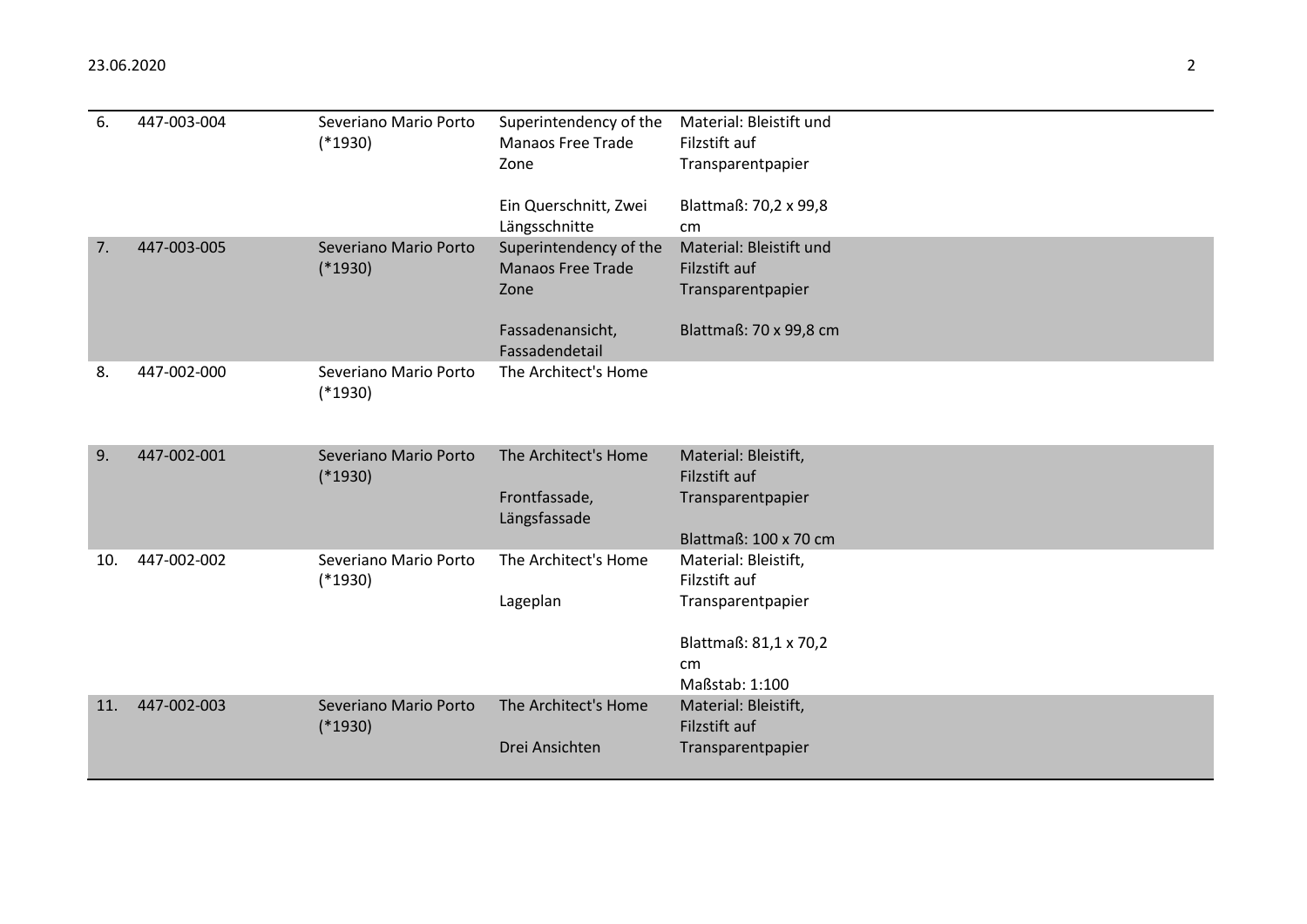| | | | | |
|---|---|---|---|---|
| 6. | 447-003-004 | Severiano Mario Porto (*1930) | Superintendency of the Manaos Free Trade Zone<br><br>Ein Querschnitt, Zwei Längsschnitte | Material: Bleistift und Filzstift auf Transparentpapier<br><br>Blattmaß: 70,2 x 99,8 cm |
| 7. | 447-003-005 | Severiano Mario Porto (*1930) | Superintendency of the Manaos Free Trade Zone<br><br>Fassadenansicht, Fassadendetail | Material: Bleistift und Filzstift auf Transparentpapier<br><br>Blattmaß: 70 x 99,8 cm |
| 8. | 447-002-000 | Severiano Mario Porto (*1930) | The Architect's Home | |
| 9. | 447-002-001 | Severiano Mario Porto (*1930) | The Architect's Home<br><br>Frontfassade, Längsfassade | Material: Bleistift, Filzstift auf Transparentpapier<br><br>Blattmaß: 100 x 70 cm |
| 10. | 447-002-002 | Severiano Mario Porto (*1930) | The Architect's Home<br><br>Lageplan | Material: Bleistift, Filzstift auf Transparentpapier<br><br>Blattmaß: 81,1 x 70,2 cm<br>Maßstab: 1:100 |
| 11. | 447-002-003 | Severiano Mario Porto (*1930) | The Architect's Home<br><br>Drei Ansichten | Material: Bleistift, Filzstift auf Transparentpapier |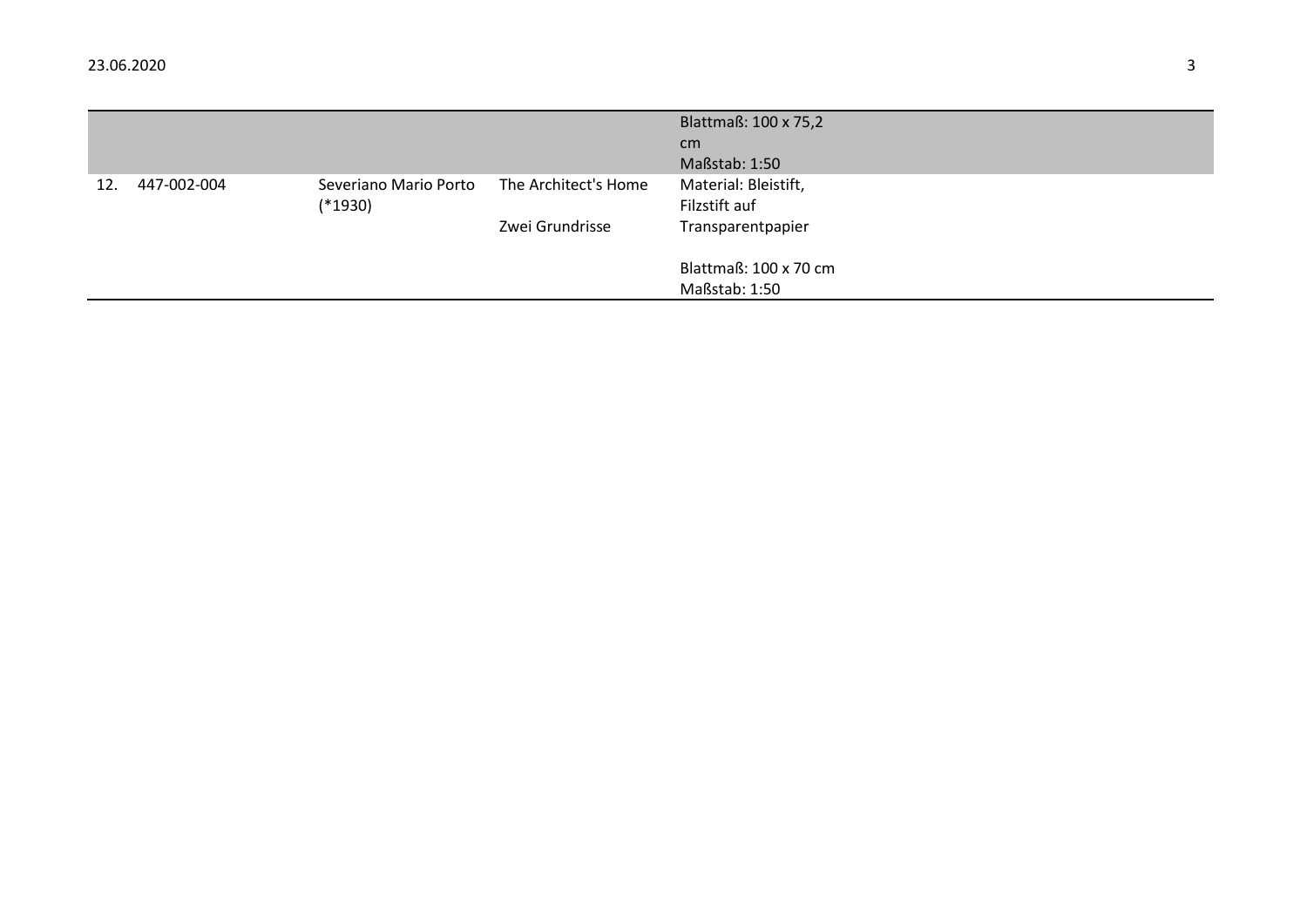| | | | | |
|---|---|---|---|---|
| | | | | Blattmaß: 100 x 75,2 cm<br>Maßstab: 1:50 |
| 12. | 447-002-004 | Severiano Mario Porto (*1930) | The Architect's Home<br><br>Zwei Grundrisse | Material: Bleistift, Filzstift auf Transparentpapier<br><br>Blattmaß: 100 x 70 cm<br>Maßstab: 1:50 |